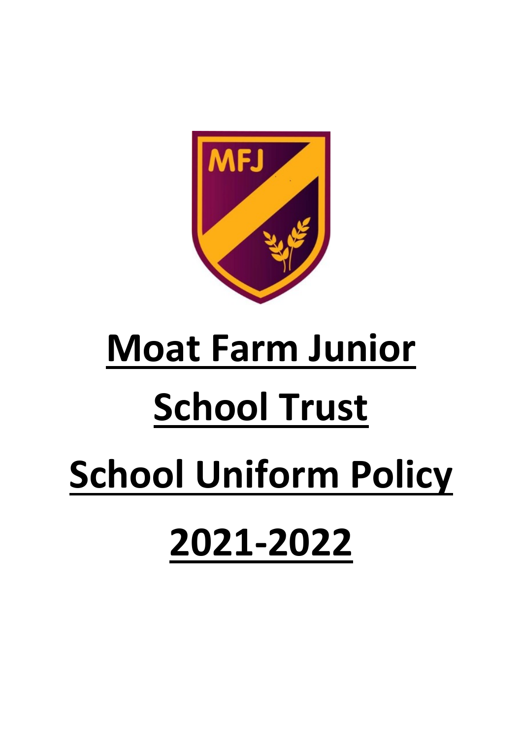# Moat Farm Junior School Trust

# School Uniform Policy

# 2021-2022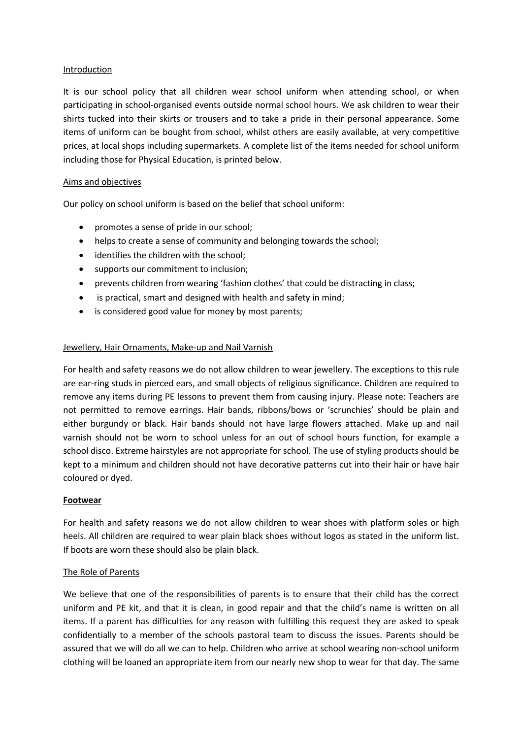## Introduction

It is our school policy that all children wear school uniform when attending school, or when participating in school-organised events outside normal school hours. We ask children to wear their shirts tucked into their skirts or trousers and to take a pride in their personal appearance. Some items of uniform can be bought from school, whilst others are easily available, at very competitive prices, at local shops including supermarkets. A complete list of the items needed for school uniform including those for Physical Education, is printed below.

## Aims and objectives

Our policy on school uniform is based on the belief that school uniform:

- promotes a sense of pride in our school;
- helps to create a sense of community and belonging towards the school;
- identifies the children with the school;
- supports our commitment to inclusion;
- prevents children from wearing 'fashion clothes' that could be distracting in class;
- is practical, smart and designed with health and safety in mind;
- is considered good value for money by most parents;

## Jewellery, Hair Ornaments, Make-up and Nail Varnish

For health and safety reasons we do not allow children to wear jewellery. The exceptions to this rule are ear-ring studs in pierced ears, and small objects of religious significance. Children are required to remove any items during PE lessons to prevent them from causing injury. Please note: Teachers are not permitted to remove earrings. Hair bands, ribbons/bows or 'scrunchies' should be plain and either burgundy or black. Hair bands should not have large flowers attached. Make up and nail varnish should not be worn to school unless for an out of school hours function, for example a school disco. Extreme hairstyles are not appropriate for school. The use of styling products should be kept to a minimum and children should not have decorative patterns cut into their hair or have hair coloured or dyed.

## **Footwear**

For health and safety reasons we do not allow children to wear shoes with platform soles or high heels. All children are required to wear plain black shoes without logos as stated in the uniform list. If boots are worn these should also be plain black.

## The Role of Parents

We believe that one of the responsibilities of parents is to ensure that their child has the correct uniform and PE kit, and that it is clean, in good repair and that the child's name is written on all items. If a parent has difficulties for any reason with fulfilling this request they are asked to speak confidentially to a member of the schools pastoral team to discuss the issues. Parents should be assured that we will do all we can to help. Children who arrive at school wearing non-school uniform clothing will be loaned an appropriate item from our nearly new shop to wear for that day. The same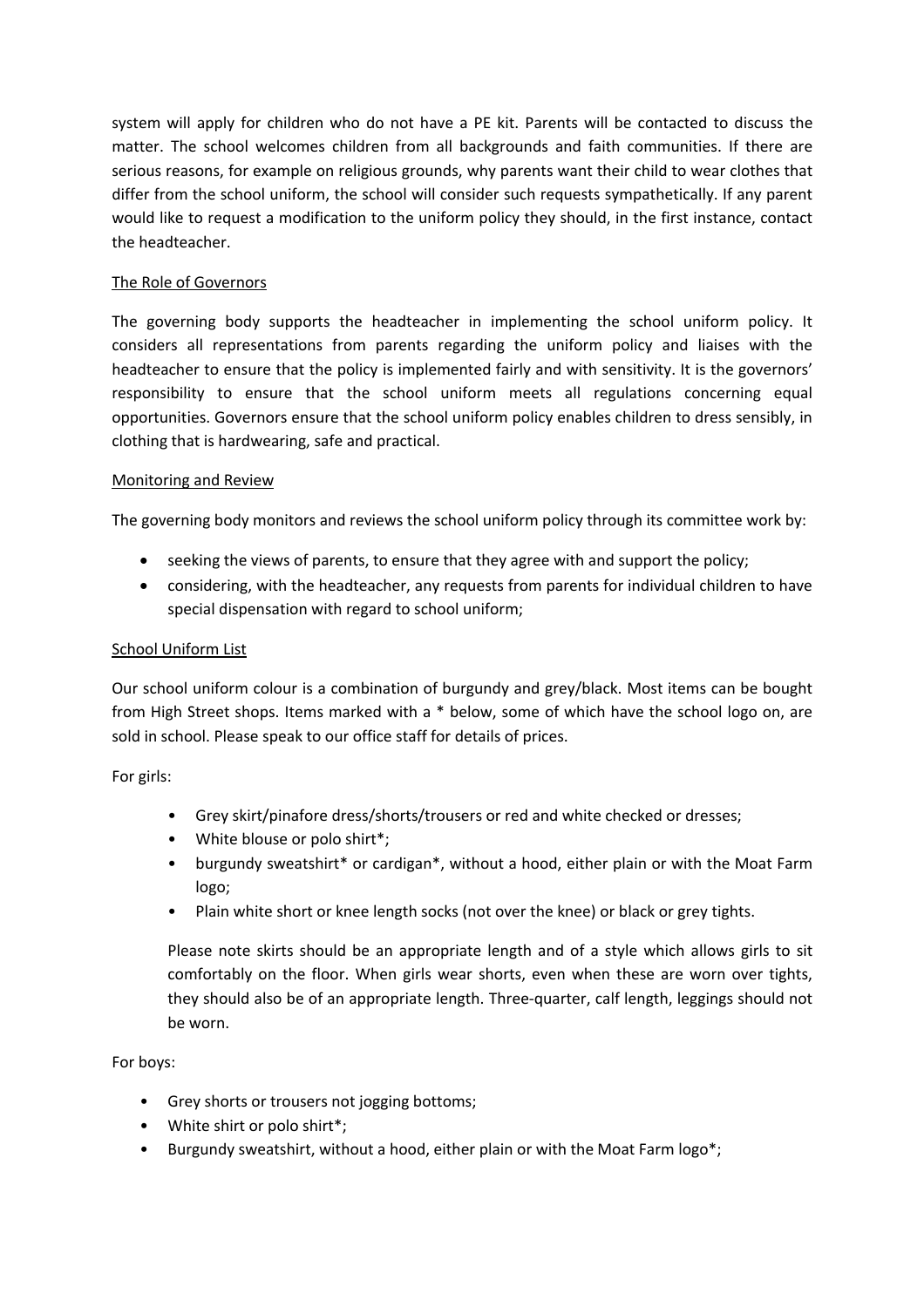system will apply for children who do not have a PE kit. Parents will be contacted to discuss the matter. The school welcomes children from all backgrounds and faith communities. If there are serious reasons, for example on religious grounds, why parents want their child to wear clothes that differ from the school uniform, the school will consider such requests sympathetically. If any parent would like to request a modification to the uniform policy they should, in the first instance, contact the headteacher.

## The Role of Governors

The governing body supports the headteacher in implementing the school uniform policy. It considers all representations from parents regarding the uniform policy and liaises with the headteacher to ensure that the policy is implemented fairly and with sensitivity. It is the governors' responsibility to ensure that the school uniform meets all regulations concerning equal opportunities. Governors ensure that the school uniform policy enables children to dress sensibly, in clothing that is hardwearing, safe and practical.

## Monitoring and Review

The governing body monitors and reviews the school uniform policy through its committee work by:

- seeking the views of parents, to ensure that they agree with and support the policy;
- considering, with the headteacher, any requests from parents for individual children to have special dispensation with regard to school uniform;

## School Uniform List

Our school uniform colour is a combination of burgundy and grey/black. Most items can be bought from High Street shops. Items marked with a * below, some of which have the school logo on, are sold in school. Please speak to our office staff for details of prices.

For girls:

- Grey skirt/pinafore dress/shorts/trousers or red and white checked or dresses;
- White blouse or polo shirt*;
- burgundy sweatshirt* or cardigan*, without a hood, either plain or with the Moat Farm logo;
- Plain white short or knee length socks (not over the knee) or black or grey tights.

Please note skirts should be an appropriate length and of a style which allows girls to sit comfortably on the floor. When girls wear shorts, even when these are worn over tights, they should also be of an appropriate length. Three-quarter, calf length, leggings should not be worn.

For boys:

- Grey shorts or trousers not jogging bottoms;
- White shirt or polo shirt*;
- Burgundy sweatshirt, without a hood, either plain or with the Moat Farm logo*;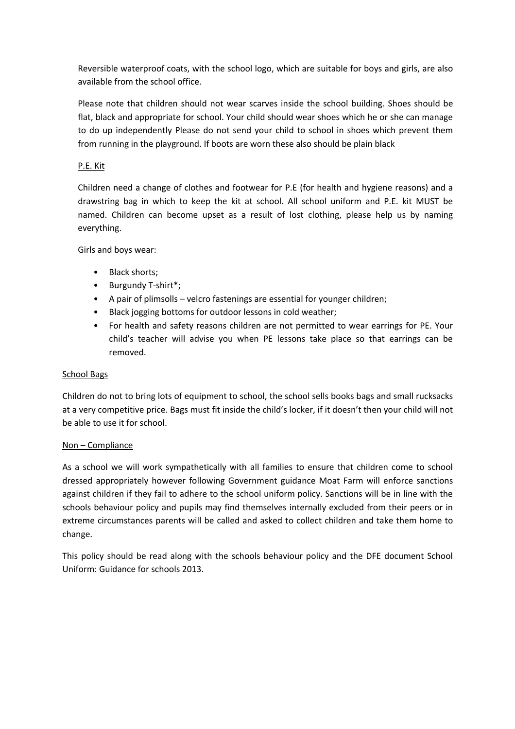Reversible waterproof coats, with the school logo, which are suitable for boys and girls, are also available from the school office.

Please note that children should not wear scarves inside the school building. Shoes should be flat, black and appropriate for school. Your child should wear shoes which he or she can manage to do up independently Please do not send your child to school in shoes which prevent them from running in the playground. If boots are worn these also should be plain black

P.E. Kit

Children need a change of clothes and footwear for P.E (for health and hygiene reasons) and a drawstring bag in which to keep the kit at school. All school uniform and P.E. kit MUST be named. Children can become upset as a result of lost clothing, please help us by naming everything.

Girls and boys wear:

- Black shorts;
- Burgundy T-shirt*;
- A pair of plimsolls – velcro fastenings are essential for younger children;
- Black jogging bottoms for outdoor lessons in cold weather;
- For health and safety reasons children are not permitted to wear earrings for PE. Your child's teacher will advise you when PE lessons take place so that earrings can be removed.

School Bags

Children do not to bring lots of equipment to school, the school sells books bags and small rucksacks at a very competitive price. Bags must fit inside the child's locker, if it doesn't then your child will not be able to use it for school.

Non – Compliance

As a school we will work sympathetically with all families to ensure that children come to school dressed appropriately however following Government guidance Moat Farm will enforce sanctions against children if they fail to adhere to the school uniform policy. Sanctions will be in line with the schools behaviour policy and pupils may find themselves internally excluded from their peers or in extreme circumstances parents will be called and asked to collect children and take them home to change.

This policy should be read along with the schools behaviour policy and the DFE document School Uniform: Guidance for schools 2013.